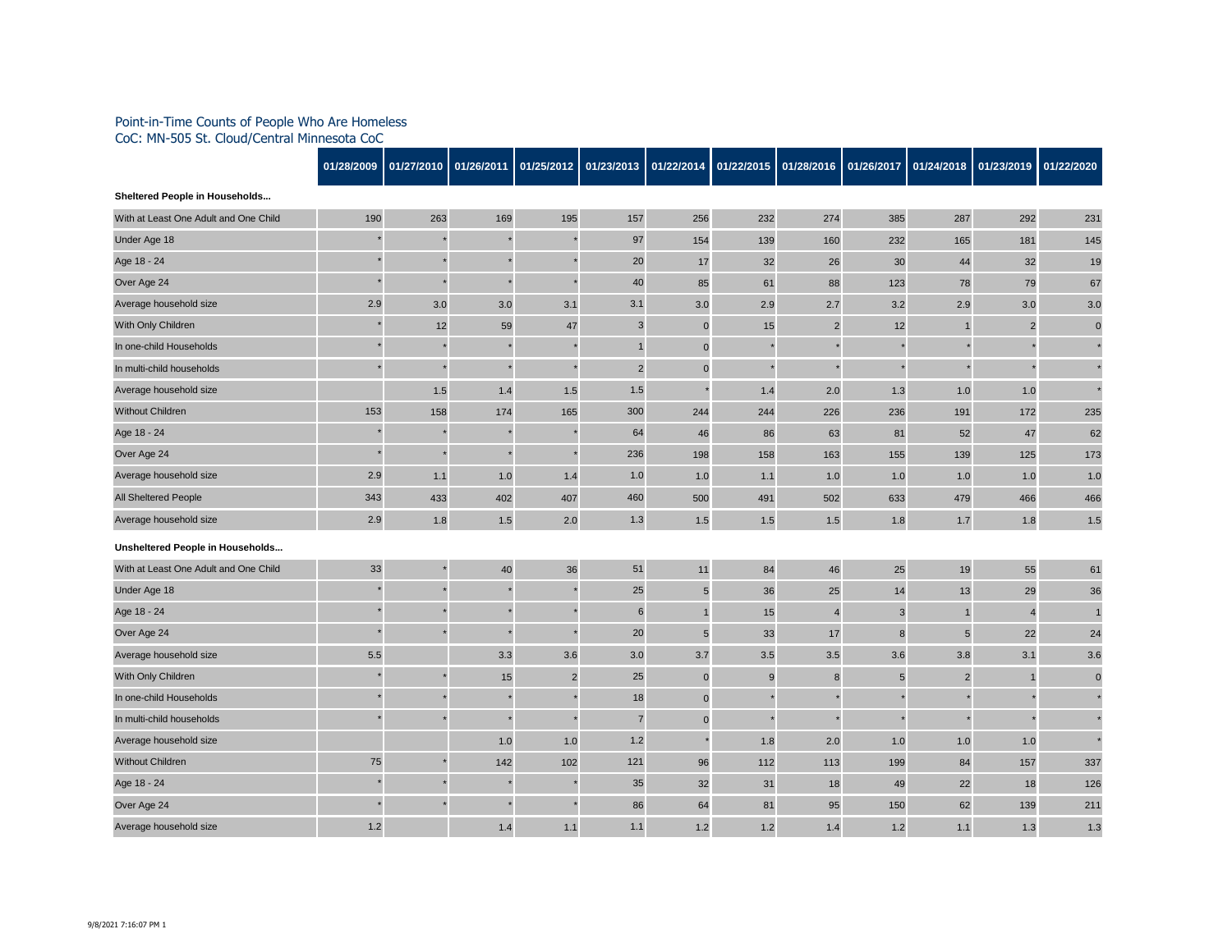# Point-in-Time Counts of People Who Are Homeless

CoC: MN-505 St. Cloud/Central Minnesota CoC

| | 01/28/2009 | 01/27/2010 | 01/26/2011 | 01/25/2012 | 01/23/2013 | 01/22/2014 | 01/22/2015 | 01/28/2016 | 01/26/2017 | 01/24/2018 | 01/23/2019 | 01/22/2020 |
|---|---|---|---|---|---|---|---|---|---|---|---|---|
| **Sheltered People in Households...** | | | | | | | | | | | | |
| With at Least One Adult and One Child | 190 | 263 | 169 | 195 | 157 | 256 | 232 | 274 | 385 | 287 | 292 | 231 |
| Under Age 18 | * | * | * | * | 97 | 154 | 139 | 160 | 232 | 165 | 181 | 145 |
| Age 18 - 24 | * | * | * | * | 20 | 17 | 32 | 26 | 30 | 44 | 32 | 19 |
| Over Age 24 | * | * | * | * | 40 | 85 | 61 | 88 | 123 | 78 | 79 | 67 |
| Average household size | 2.9 | 3.0 | 3.0 | 3.1 | 3.1 | 3.0 | 2.9 | 2.7 | 3.2 | 2.9 | 3.0 | 3.0 |
| With Only Children | * | 12 | 59 | 47 | 3 | 0 | 15 | 2 | 12 | 1 | 2 | 0 |
| In one-child Households | * | * | * | * | 1 | 0 | * | * | * | * | * | * |
| In multi-child households | * | * | * | * | 2 | 0 | * | * | * | * | * | * |
| Average household size | | 1.5 | 1.4 | 1.5 | 1.5 | * | 1.4 | 2.0 | 1.3 | 1.0 | 1.0 | * |
| Without Children | 153 | 158 | 174 | 165 | 300 | 244 | 244 | 226 | 236 | 191 | 172 | 235 |
| Age 18 - 24 | * | * | * | * | 64 | 46 | 86 | 63 | 81 | 52 | 47 | 62 |
| Over Age 24 | * | * | * | * | 236 | 198 | 158 | 163 | 155 | 139 | 125 | 173 |
| Average household size | 2.9 | 1.1 | 1.0 | 1.4 | 1.0 | 1.0 | 1.1 | 1.0 | 1.0 | 1.0 | 1.0 | 1.0 |
| All Sheltered People | 343 | 433 | 402 | 407 | 460 | 500 | 491 | 502 | 633 | 479 | 466 | 466 |
| Average household size | 2.9 | 1.8 | 1.5 | 2.0 | 1.3 | 1.5 | 1.5 | 1.5 | 1.8 | 1.7 | 1.8 | 1.5 |
| **Unsheltered People in Households...** | | | | | | | | | | | | |
| With at Least One Adult and One Child | 33 | * | 40 | 36 | 51 | 11 | 84 | 46 | 25 | 19 | 55 | 61 |
| Under Age 18 | * | * | * | * | 25 | 5 | 36 | 25 | 14 | 13 | 29 | 36 |
| Age 18 - 24 | * | * | * | * | 6 | 1 | 15 | 4 | 3 | 1 | 4 | 1 |
| Over Age 24 | * | * | * | * | 20 | 5 | 33 | 17 | 8 | 5 | 22 | 24 |
| Average household size | 5.5 | | 3.3 | 3.6 | 3.0 | 3.7 | 3.5 | 3.5 | 3.6 | 3.8 | 3.1 | 3.6 |
| With Only Children | * | * | 15 | 2 | 25 | 0 | 9 | 8 | 5 | 2 | 1 | 0 |
| In one-child Households | * | * | * | * | 18 | 0 | * | * | * | * | * | * |
| In multi-child households | * | * | * | * | 7 | 0 | * | * | * | * | * | * |
| Average household size | | | 1.0 | 1.0 | 1.2 | * | 1.8 | 2.0 | 1.0 | 1.0 | 1.0 | * |
| Without Children | 75 | * | 142 | 102 | 121 | 96 | 112 | 113 | 199 | 84 | 157 | 337 |
| Age 18 - 24 | * | * | * | * | 35 | 32 | 31 | 18 | 49 | 22 | 18 | 126 |
| Over Age 24 | * | * | * | * | 86 | 64 | 81 | 95 | 150 | 62 | 139 | 211 |
| Average household size | 1.2 | | 1.4 | 1.1 | 1.1 | 1.2 | 1.2 | 1.4 | 1.2 | 1.1 | 1.3 | 1.3 |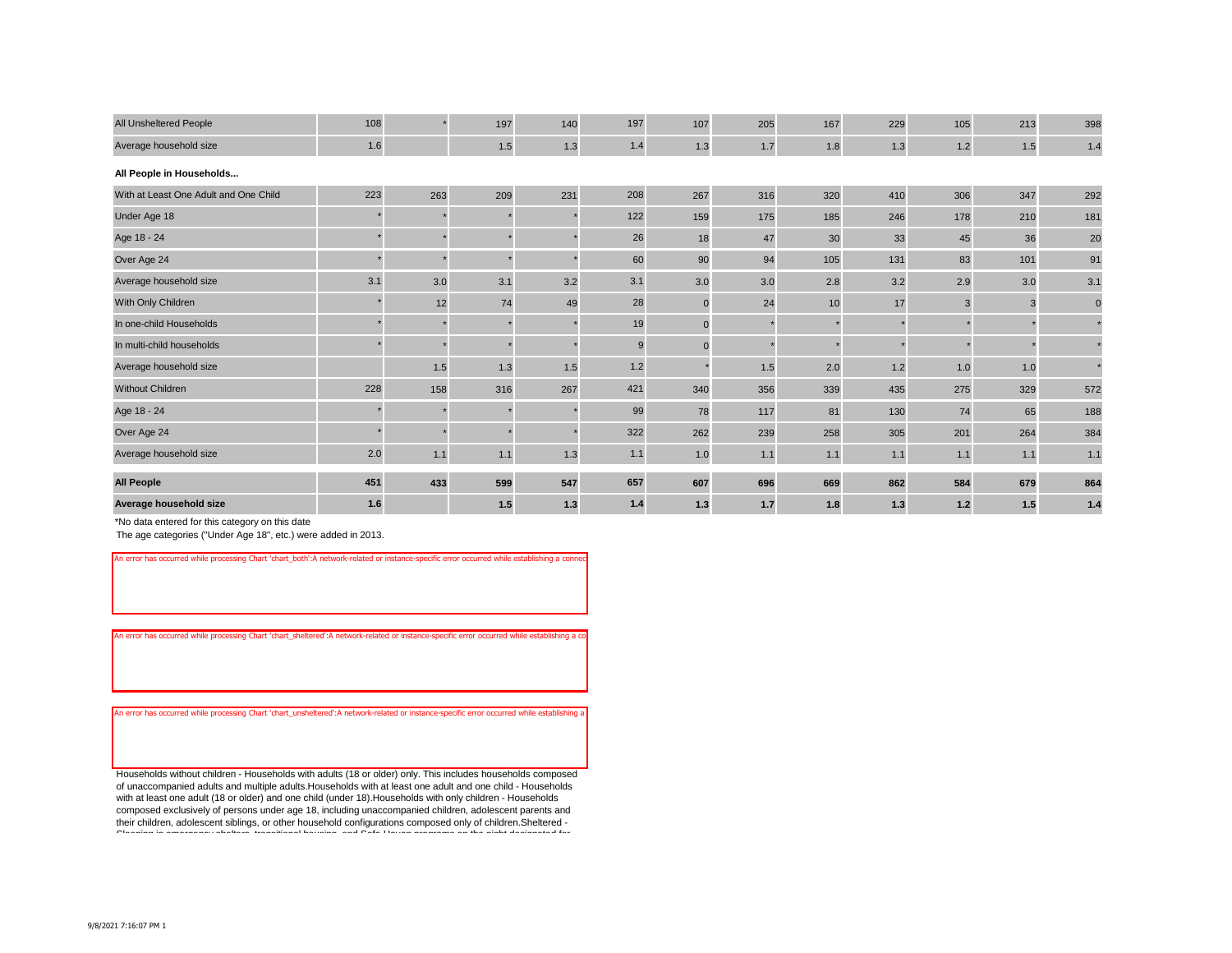| | | | | | | | | | | | | |
|---|---|---|---|---|---|---|---|---|---|---|---|---|
| All Unsheltered People | 108 | * | 197 | 140 | 197 | 107 | 205 | 167 | 229 | 105 | 213 | 398 |
| Average household size | 1.6 | | 1.5 | 1.3 | 1.4 | 1.3 | 1.7 | 1.8 | 1.3 | 1.2 | 1.5 | 1.4 |
| **All People in Households...** | | | | | | | | | | | | |
| With at Least One Adult and One Child | 223 | 263 | 209 | 231 | 208 | 267 | 316 | 320 | 410 | 306 | 347 | 292 |
| Under Age 18 | * | * | * | * | 122 | 159 | 175 | 185 | 246 | 178 | 210 | 181 |
| Age 18 - 24 | * | * | * | * | 26 | 18 | 47 | 30 | 33 | 45 | 36 | 20 |
| Over Age 24 | * | * | * | * | 60 | 90 | 94 | 105 | 131 | 83 | 101 | 91 |
| Average household size | 3.1 | 3.0 | 3.1 | 3.2 | 3.1 | 3.0 | 3.0 | 2.8 | 3.2 | 2.9 | 3.0 | 3.1 |
| With Only Children | * | 12 | 74 | 49 | 28 | 0 | 24 | 10 | 17 | 3 | 3 | 0 |
| In one-child Households | * | * | * | * | 19 | 0 | * | * | * | * | * | * |
| In multi-child households | * | * | * | * | 9 | 0 | * | * | * | * | * | * |
| Average household size | | 1.5 | 1.3 | 1.5 | 1.2 | * | 1.5 | 2.0 | 1.2 | 1.0 | 1.0 | * |
| Without Children | 228 | 158 | 316 | 267 | 421 | 340 | 356 | 339 | 435 | 275 | 329 | 572 |
| Age 18 - 24 | * | * | * | * | 99 | 78 | 117 | 81 | 130 | 74 | 65 | 188 |
| Over Age 24 | * | * | * | * | 322 | 262 | 239 | 258 | 305 | 201 | 264 | 384 |
| Average household size | 2.0 | 1.1 | 1.1 | 1.3 | 1.1 | 1.0 | 1.1 | 1.1 | 1.1 | 1.1 | 1.1 | 1.1 |
| **All People** | **451** | **433** | **599** | **547** | **657** | **607** | **696** | **669** | **862** | **584** | **679** | **864** |
| **Average household size** | **1.6** | | **1.5** | **1.3** | **1.4** | **1.3** | **1.7** | **1.8** | **1.3** | **1.2** | **1.5** | **1.4** |

*No data entered for this category on this date

The age categories ("Under Age 18", etc.) were added in 2013.

An error has occurred while processing Chart 'chart_both':A network-related or instance-specific error occurred while establishing a connec

An error has occurred while processing Chart 'chart_sheltered':A network-related or instance-specific error occurred while establishing a co

An error has occurred while processing Chart 'chart_unsheltered':A network-related or instance-specific error occurred while establishing a

Households without children - Households with adults (18 or older) only. This includes households composed of unaccompanied adults and multiple adults.Households with at least one adult and one child - Households with at least one adult (18 or older) and one child (under 18).Households with only children - Households composed exclusively of persons under age 18, including unaccompanied children, adolescent parents and their children, adolescent siblings, or other household configurations composed only of children.Sheltered - Sleeping in emergency shelters, transitional housing, and Safe Haven programs on the night designated for